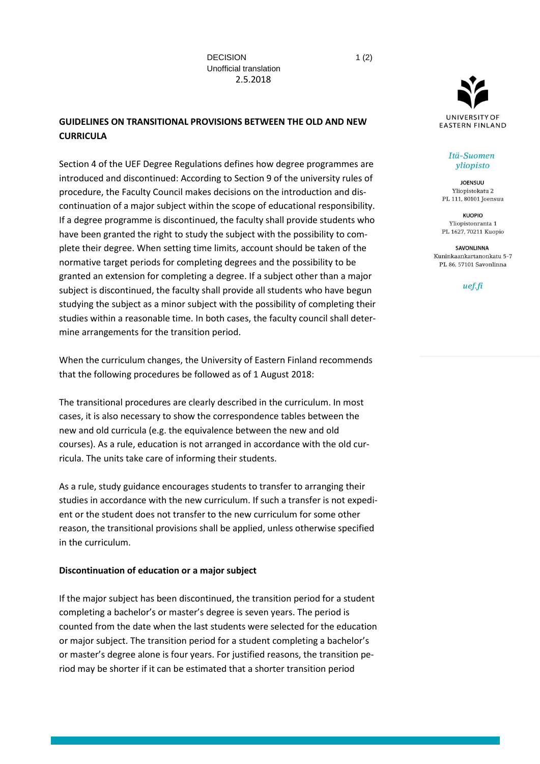DECISION
Unofficial translation
2.5.2018

UNIVERSITY OF EASTERN FINLAND

*Itä-Suomen yliopisto*

**JOENSUU**
Yliopistokatu 2
PL 111, 80101 Joensuu

**KUOPIO**
Yliopistonranta 1
PL 1627, 70211 Kuopio

**SAVONLINNA**
Kuninkaankartanonkatu 5-7
PL 86, 57101 Savonlinna

*uef.fi*

## GUIDELINES ON TRANSITIONAL PROVISIONS BETWEEN THE OLD AND NEW CURRICULA

Section 4 of the UEF Degree Regulations defines how degree programmes are introduced and discontinued: According to Section 9 of the university rules of procedure, the Faculty Council makes decisions on the introduction and discontinuation of a major subject within the scope of educational responsibility. If a degree programme is discontinued, the faculty shall provide students who have been granted the right to study the subject with the possibility to complete their degree. When setting time limits, account should be taken of the normative target periods for completing degrees and the possibility to be granted an extension for completing a degree. If a subject other than a major subject is discontinued, the faculty shall provide all students who have begun studying the subject as a minor subject with the possibility of completing their studies within a reasonable time. In both cases, the faculty council shall determine arrangements for the transition period.

When the curriculum changes, the University of Eastern Finland recommends that the following procedures be followed as of 1 August 2018:

The transitional procedures are clearly described in the curriculum. In most cases, it is also necessary to show the correspondence tables between the new and old curricula (e.g. the equivalence between the new and old courses). As a rule, education is not arranged in accordance with the old curricula. The units take care of informing their students.

As a rule, study guidance encourages students to transfer to arranging their studies in accordance with the new curriculum. If such a transfer is not expedient or the student does not transfer to the new curriculum for some other reason, the transitional provisions shall be applied, unless otherwise specified in the curriculum.

### Discontinuation of education or a major subject

If the major subject has been discontinued, the transition period for a student completing a bachelor's or master's degree is seven years. The period is counted from the date when the last students were selected for the education or major subject. The transition period for a student completing a bachelor's or master's degree alone is four years. For justified reasons, the transition period may be shorter if it can be estimated that a shorter transition period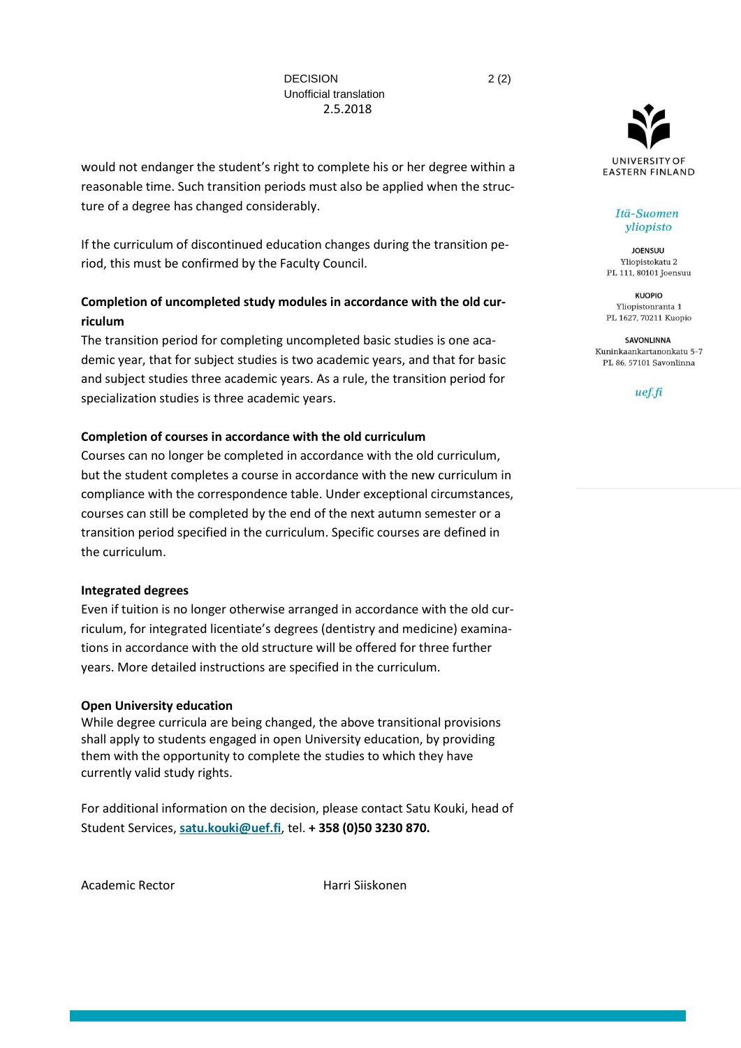would not endanger the student's right to complete his or her degree within a reasonable time. Such transition periods must also be applied when the structure of a degree has changed considerably.

If the curriculum of discontinued education changes during the transition period, this must be confirmed by the Faculty Council.

**Completion of uncompleted study modules in accordance with the old curriculum**

The transition period for completing uncompleted basic studies is one academic year, that for subject studies is two academic years, and that for basic and subject studies three academic years. As a rule, the transition period for specialization studies is three academic years.

**Completion of courses in accordance with the old curriculum**

Courses can no longer be completed in accordance with the old curriculum, but the student completes a course in accordance with the new curriculum in compliance with the correspondence table. Under exceptional circumstances, courses can still be completed by the end of the next autumn semester or a transition period specified in the curriculum. Specific courses are defined in the curriculum.

**Integrated degrees**

Even if tuition is no longer otherwise arranged in accordance with the old curriculum, for integrated licentiate's degrees (dentistry and medicine) examinations in accordance with the old structure will be offered for three further years. More detailed instructions are specified in the curriculum.

**Open University education**

While degree curricula are being changed, the above transitional provisions shall apply to students engaged in open University education, by providing them with the opportunity to complete the studies to which they have currently valid study rights.

For additional information on the decision, please contact Satu Kouki, head of Student Services, **satu.kouki@uef.fi**, tel. **+ 358 (0)50 3230 870.**

Academic Rector　　　　　　Harri Siiskonen